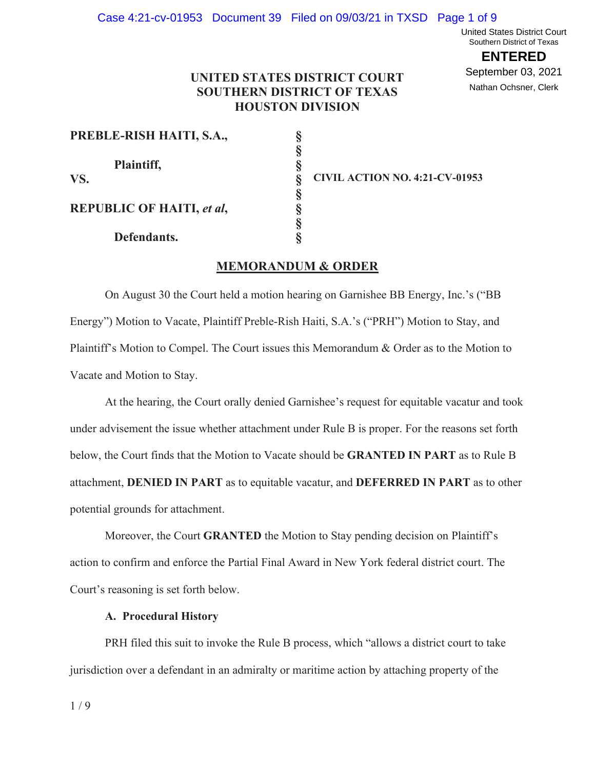United States District Court
Southern District of Texas

**ENTERED**

September 03, 2021

Nathan Ochsner, Clerk

**UNITED STATES DISTRICT COURT**
**SOUTHERN DISTRICT OF TEXAS**
**HOUSTON DIVISION**

| | | |
|---|---|---|
| **PREBLE-RISH HAITI, S.A.,** | § | |
| | § | |
| **Plaintiff,** | § | |
| **VS.** | § | **CIVIL ACTION NO. 4:21-CV-01953** |
| | § | |
| **REPUBLIC OF HAITI,** ***et al*****,** | § | |
| | § | |
| **Defendants.** | § | |

## MEMORANDUM & ORDER

On August 30 the Court held a motion hearing on Garnishee BB Energy, Inc.'s ("BB Energy") Motion to Vacate, Plaintiff Preble-Rish Haiti, S.A.'s ("PRH") Motion to Stay, and Plaintiff's Motion to Compel. The Court issues this Memorandum & Order as to the Motion to Vacate and Motion to Stay.

At the hearing, the Court orally denied Garnishee's request for equitable vacatur and took under advisement the issue whether attachment under Rule B is proper. For the reasons set forth below, the Court finds that the Motion to Vacate should be **GRANTED IN PART** as to Rule B attachment, **DENIED IN PART** as to equitable vacatur, and **DEFERRED IN PART** as to other potential grounds for attachment.

Moreover, the Court **GRANTED** the Motion to Stay pending decision on Plaintiff's action to confirm and enforce the Partial Final Award in New York federal district court. The Court's reasoning is set forth below.

### A. Procedural History

PRH filed this suit to invoke the Rule B process, which "allows a district court to take jurisdiction over a defendant in an admiralty or maritime action by attaching property of the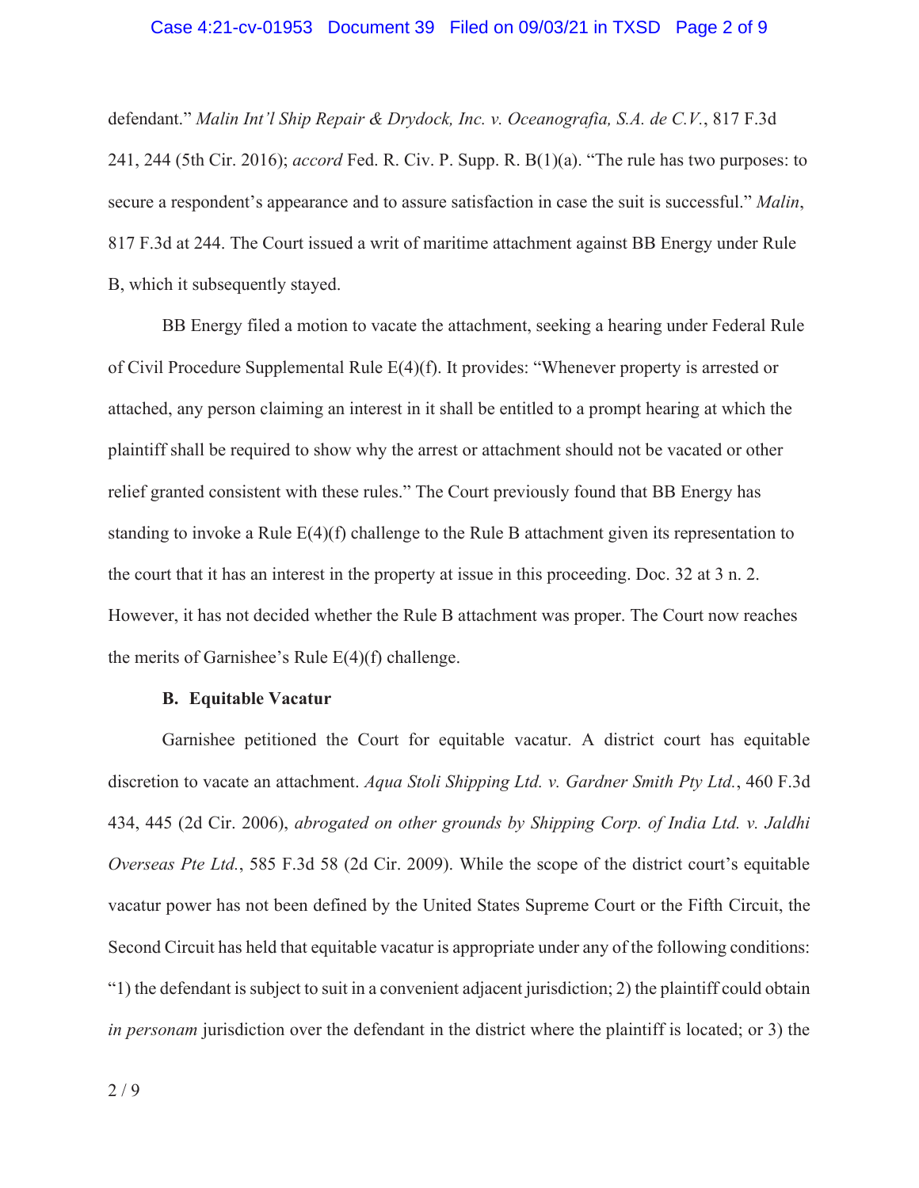defendant." *Malin Int'l Ship Repair & Drydock, Inc. v. Oceanografia, S.A. de C.V.*, 817 F.3d 241, 244 (5th Cir. 2016); *accord* Fed. R. Civ. P. Supp. R. B(1)(a). "The rule has two purposes: to secure a respondent's appearance and to assure satisfaction in case the suit is successful." *Malin*, 817 F.3d at 244. The Court issued a writ of maritime attachment against BB Energy under Rule B, which it subsequently stayed.

BB Energy filed a motion to vacate the attachment, seeking a hearing under Federal Rule of Civil Procedure Supplemental Rule E(4)(f). It provides: "Whenever property is arrested or attached, any person claiming an interest in it shall be entitled to a prompt hearing at which the plaintiff shall be required to show why the arrest or attachment should not be vacated or other relief granted consistent with these rules." The Court previously found that BB Energy has standing to invoke a Rule E(4)(f) challenge to the Rule B attachment given its representation to the court that it has an interest in the property at issue in this proceeding. Doc. 32 at 3 n. 2. However, it has not decided whether the Rule B attachment was proper. The Court now reaches the merits of Garnishee's Rule E(4)(f) challenge.

### B. Equitable Vacatur

Garnishee petitioned the Court for equitable vacatur. A district court has equitable discretion to vacate an attachment. *Aqua Stoli Shipping Ltd. v. Gardner Smith Pty Ltd.*, 460 F.3d 434, 445 (2d Cir. 2006), *abrogated on other grounds by Shipping Corp. of India Ltd. v. Jaldhi Overseas Pte Ltd.*, 585 F.3d 58 (2d Cir. 2009). While the scope of the district court's equitable vacatur power has not been defined by the United States Supreme Court or the Fifth Circuit, the Second Circuit has held that equitable vacatur is appropriate under any of the following conditions: "1) the defendant is subject to suit in a convenient adjacent jurisdiction; 2) the plaintiff could obtain *in personam* jurisdiction over the defendant in the district where the plaintiff is located; or 3) the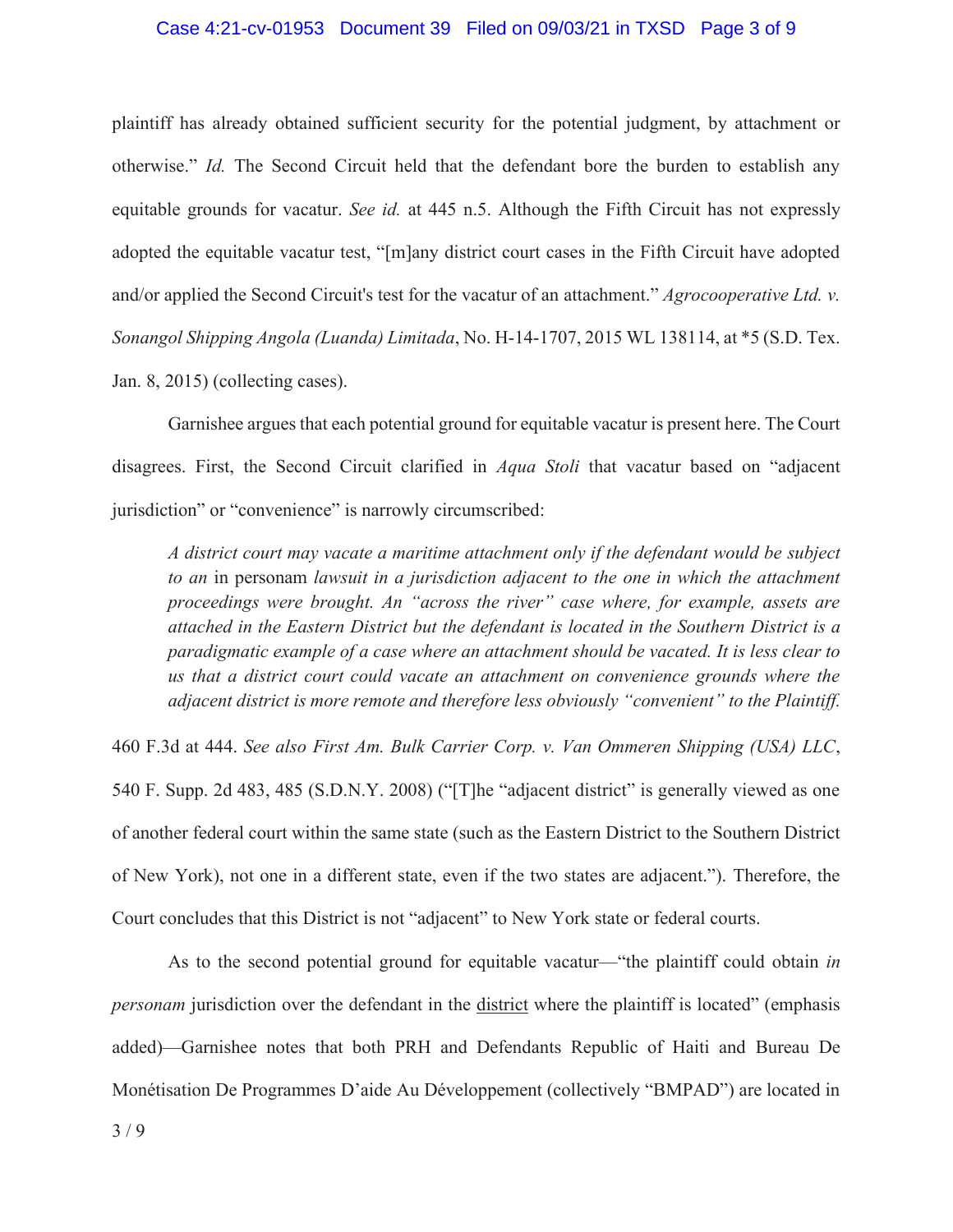plaintiff has already obtained sufficient security for the potential judgment, by attachment or otherwise." *Id.* The Second Circuit held that the defendant bore the burden to establish any equitable grounds for vacatur. *See id.* at 445 n.5. Although the Fifth Circuit has not expressly adopted the equitable vacatur test, "[m]any district court cases in the Fifth Circuit have adopted and/or applied the Second Circuit's test for the vacatur of an attachment." *Agrocooperative Ltd. v. Sonangol Shipping Angola (Luanda) Limitada*, No. H-14-1707, 2015 WL 138114, at *5 (S.D. Tex. Jan. 8, 2015) (collecting cases).

Garnishee argues that each potential ground for equitable vacatur is present here. The Court disagrees. First, the Second Circuit clarified in *Aqua Stoli* that vacatur based on "adjacent jurisdiction" or "convenience" is narrowly circumscribed:

> *A district court may vacate a maritime attachment only if the defendant would be subject to an* in personam *lawsuit in a jurisdiction adjacent to the one in which the attachment proceedings were brought. An "across the river" case where, for example, assets are attached in the Eastern District but the defendant is located in the Southern District is a paradigmatic example of a case where an attachment should be vacated. It is less clear to us that a district court could vacate an attachment on convenience grounds where the adjacent district is more remote and therefore less obviously "convenient" to the Plaintiff.*

460 F.3d at 444. *See also First Am. Bulk Carrier Corp. v. Van Ommeren Shipping (USA) LLC*, 540 F. Supp. 2d 483, 485 (S.D.N.Y. 2008) ("[T]he "adjacent district" is generally viewed as one of another federal court within the same state (such as the Eastern District to the Southern District of New York), not one in a different state, even if the two states are adjacent."). Therefore, the Court concludes that this District is not "adjacent" to New York state or federal courts.

As to the second potential ground for equitable vacatur—"the plaintiff could obtain *in personam* jurisdiction over the defendant in the <u>district</u> where the plaintiff is located" (emphasis added)—Garnishee notes that both PRH and Defendants Republic of Haiti and Bureau De Monétisation De Programmes D'aide Au Développement (collectively "BMPAD") are located in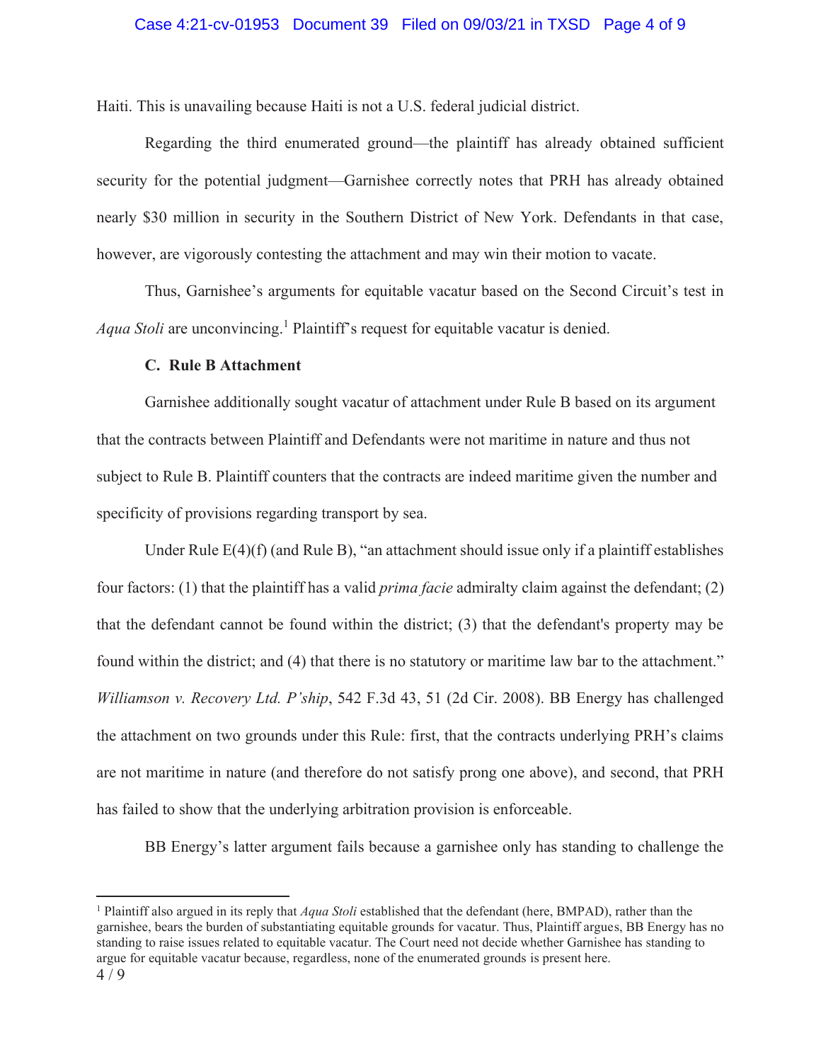Haiti. This is unavailing because Haiti is not a U.S. federal judicial district.

Regarding the third enumerated ground—the plaintiff has already obtained sufficient security for the potential judgment—Garnishee correctly notes that PRH has already obtained nearly $30 million in security in the Southern District of New York. Defendants in that case, however, are vigorously contesting the attachment and may win their motion to vacate.

Thus, Garnishee's arguments for equitable vacatur based on the Second Circuit's test in *Aqua Stoli* are unconvincing.[1] Plaintiff's request for equitable vacatur is denied.

**C. Rule B Attachment**

Garnishee additionally sought vacatur of attachment under Rule B based on its argument that the contracts between Plaintiff and Defendants were not maritime in nature and thus not subject to Rule B. Plaintiff counters that the contracts are indeed maritime given the number and specificity of provisions regarding transport by sea.

Under Rule E(4)(f) (and Rule B), "an attachment should issue only if a plaintiff establishes four factors: (1) that the plaintiff has a valid *prima facie* admiralty claim against the defendant; (2) that the defendant cannot be found within the district; (3) that the defendant's property may be found within the district; and (4) that there is no statutory or maritime law bar to the attachment." *Williamson v. Recovery Ltd. P'ship*, 542 F.3d 43, 51 (2d Cir. 2008). BB Energy has challenged the attachment on two grounds under this Rule: first, that the contracts underlying PRH's claims are not maritime in nature (and therefore do not satisfy prong one above), and second, that PRH has failed to show that the underlying arbitration provision is enforceable.

BB Energy's latter argument fails because a garnishee only has standing to challenge the

[1] Plaintiff also argued in its reply that *Aqua Stoli* established that the defendant (here, BMPAD), rather than the garnishee, bears the burden of substantiating equitable grounds for vacatur. Thus, Plaintiff argues, BB Energy has no standing to raise issues related to equitable vacatur. The Court need not decide whether Garnishee has standing to argue for equitable vacatur because, regardless, none of the enumerated grounds is present here.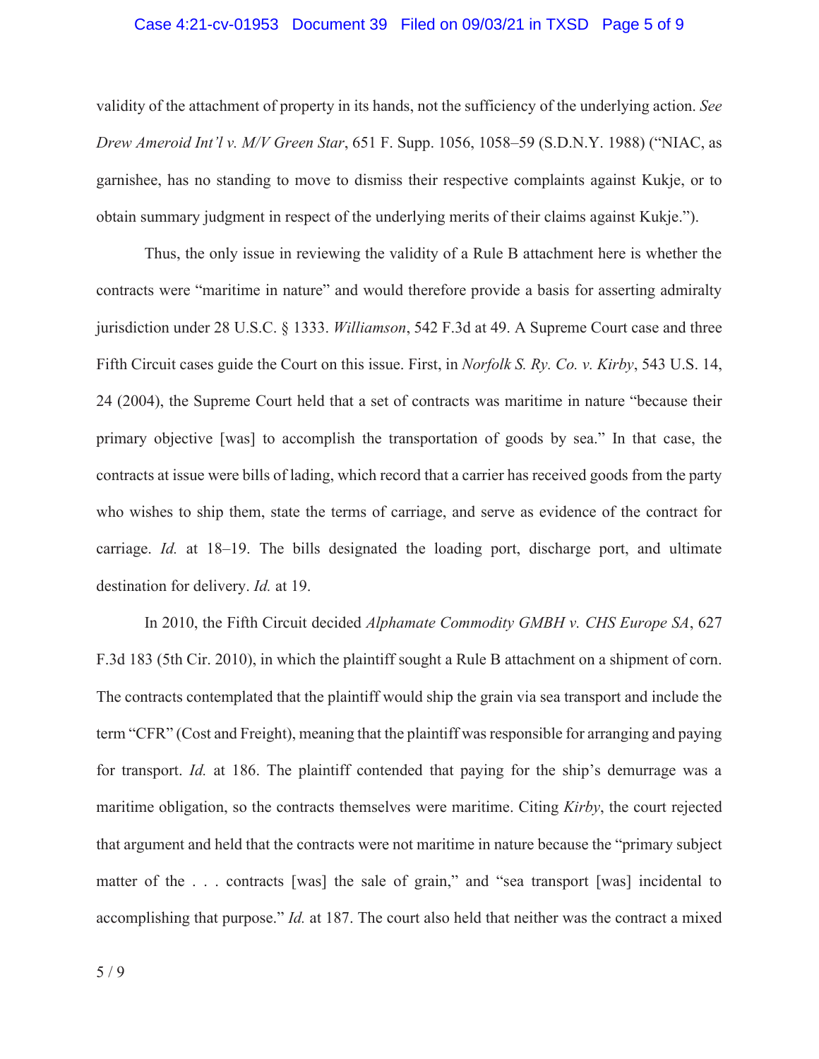validity of the attachment of property in its hands, not the sufficiency of the underlying action. *See Drew Ameroid Int'l v. M/V Green Star*, 651 F. Supp. 1056, 1058–59 (S.D.N.Y. 1988) ("NIAC, as garnishee, has no standing to move to dismiss their respective complaints against Kukje, or to obtain summary judgment in respect of the underlying merits of their claims against Kukje.").

Thus, the only issue in reviewing the validity of a Rule B attachment here is whether the contracts were "maritime in nature" and would therefore provide a basis for asserting admiralty jurisdiction under 28 U.S.C. § 1333. *Williamson*, 542 F.3d at 49. A Supreme Court case and three Fifth Circuit cases guide the Court on this issue. First, in *Norfolk S. Ry. Co. v. Kirby*, 543 U.S. 14, 24 (2004), the Supreme Court held that a set of contracts was maritime in nature "because their primary objective [was] to accomplish the transportation of goods by sea." In that case, the contracts at issue were bills of lading, which record that a carrier has received goods from the party who wishes to ship them, state the terms of carriage, and serve as evidence of the contract for carriage. *Id.* at 18–19. The bills designated the loading port, discharge port, and ultimate destination for delivery. *Id.* at 19.

In 2010, the Fifth Circuit decided *Alphamate Commodity GMBH v. CHS Europe SA*, 627 F.3d 183 (5th Cir. 2010), in which the plaintiff sought a Rule B attachment on a shipment of corn. The contracts contemplated that the plaintiff would ship the grain via sea transport and include the term "CFR" (Cost and Freight), meaning that the plaintiff was responsible for arranging and paying for transport. *Id.* at 186. The plaintiff contended that paying for the ship's demurrage was a maritime obligation, so the contracts themselves were maritime. Citing *Kirby*, the court rejected that argument and held that the contracts were not maritime in nature because the "primary subject matter of the . . . contracts [was] the sale of grain," and "sea transport [was] incidental to accomplishing that purpose." *Id.* at 187. The court also held that neither was the contract a mixed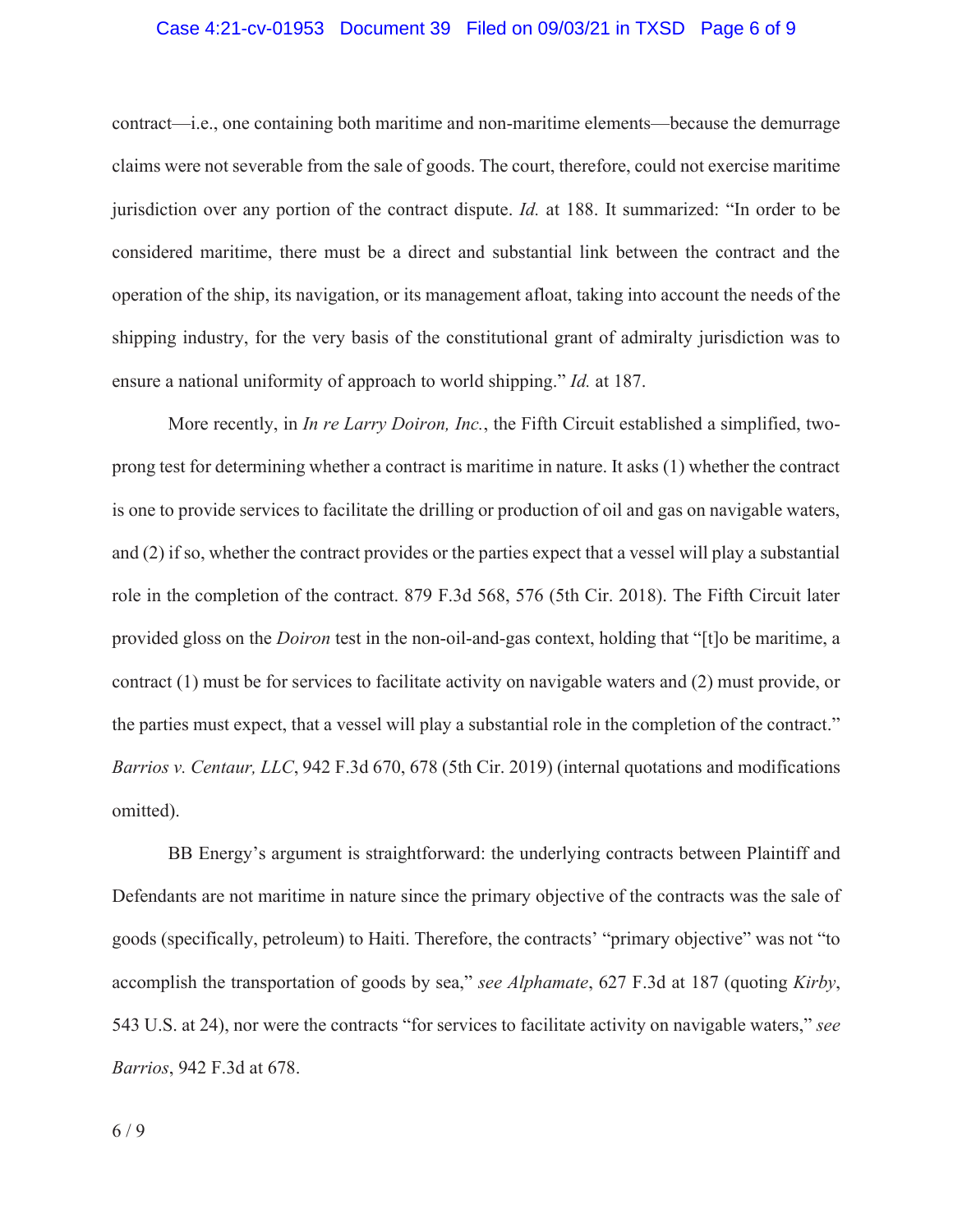contract—i.e., one containing both maritime and non-maritime elements—because the demurrage claims were not severable from the sale of goods. The court, therefore, could not exercise maritime jurisdiction over any portion of the contract dispute. *Id.* at 188. It summarized: "In order to be considered maritime, there must be a direct and substantial link between the contract and the operation of the ship, its navigation, or its management afloat, taking into account the needs of the shipping industry, for the very basis of the constitutional grant of admiralty jurisdiction was to ensure a national uniformity of approach to world shipping." *Id.* at 187.

More recently, in *In re Larry Doiron, Inc.*, the Fifth Circuit established a simplified, two-prong test for determining whether a contract is maritime in nature. It asks (1) whether the contract is one to provide services to facilitate the drilling or production of oil and gas on navigable waters, and (2) if so, whether the contract provides or the parties expect that a vessel will play a substantial role in the completion of the contract. 879 F.3d 568, 576 (5th Cir. 2018). The Fifth Circuit later provided gloss on the *Doiron* test in the non-oil-and-gas context, holding that "[t]o be maritime, a contract (1) must be for services to facilitate activity on navigable waters and (2) must provide, or the parties must expect, that a vessel will play a substantial role in the completion of the contract." *Barrios v. Centaur, LLC*, 942 F.3d 670, 678 (5th Cir. 2019) (internal quotations and modifications omitted).

BB Energy's argument is straightforward: the underlying contracts between Plaintiff and Defendants are not maritime in nature since the primary objective of the contracts was the sale of goods (specifically, petroleum) to Haiti. Therefore, the contracts' "primary objective" was not "to accomplish the transportation of goods by sea," *see Alphamate*, 627 F.3d at 187 (quoting *Kirby*, 543 U.S. at 24), nor were the contracts "for services to facilitate activity on navigable waters," *see Barrios*, 942 F.3d at 678.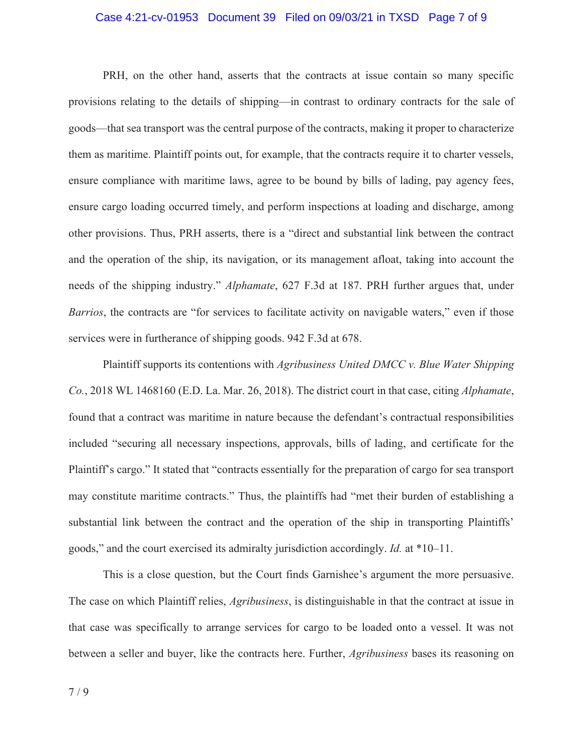PRH, on the other hand, asserts that the contracts at issue contain so many specific provisions relating to the details of shipping—in contrast to ordinary contracts for the sale of goods—that sea transport was the central purpose of the contracts, making it proper to characterize them as maritime. Plaintiff points out, for example, that the contracts require it to charter vessels, ensure compliance with maritime laws, agree to be bound by bills of lading, pay agency fees, ensure cargo loading occurred timely, and perform inspections at loading and discharge, among other provisions. Thus, PRH asserts, there is a "direct and substantial link between the contract and the operation of the ship, its navigation, or its management afloat, taking into account the needs of the shipping industry." *Alphamate*, 627 F.3d at 187. PRH further argues that, under *Barrios*, the contracts are "for services to facilitate activity on navigable waters," even if those services were in furtherance of shipping goods. 942 F.3d at 678.

Plaintiff supports its contentions with *Agribusiness United DMCC v. Blue Water Shipping Co.*, 2018 WL 1468160 (E.D. La. Mar. 26, 2018). The district court in that case, citing *Alphamate*, found that a contract was maritime in nature because the defendant's contractual responsibilities included "securing all necessary inspections, approvals, bills of lading, and certificate for the Plaintiff's cargo." It stated that "contracts essentially for the preparation of cargo for sea transport may constitute maritime contracts." Thus, the plaintiffs had "met their burden of establishing a substantial link between the contract and the operation of the ship in transporting Plaintiffs' goods," and the court exercised its admiralty jurisdiction accordingly. *Id.* at *10–11.

This is a close question, but the Court finds Garnishee's argument the more persuasive. The case on which Plaintiff relies, *Agribusiness*, is distinguishable in that the contract at issue in that case was specifically to arrange services for cargo to be loaded onto a vessel. It was not between a seller and buyer, like the contracts here. Further, *Agribusiness* bases its reasoning on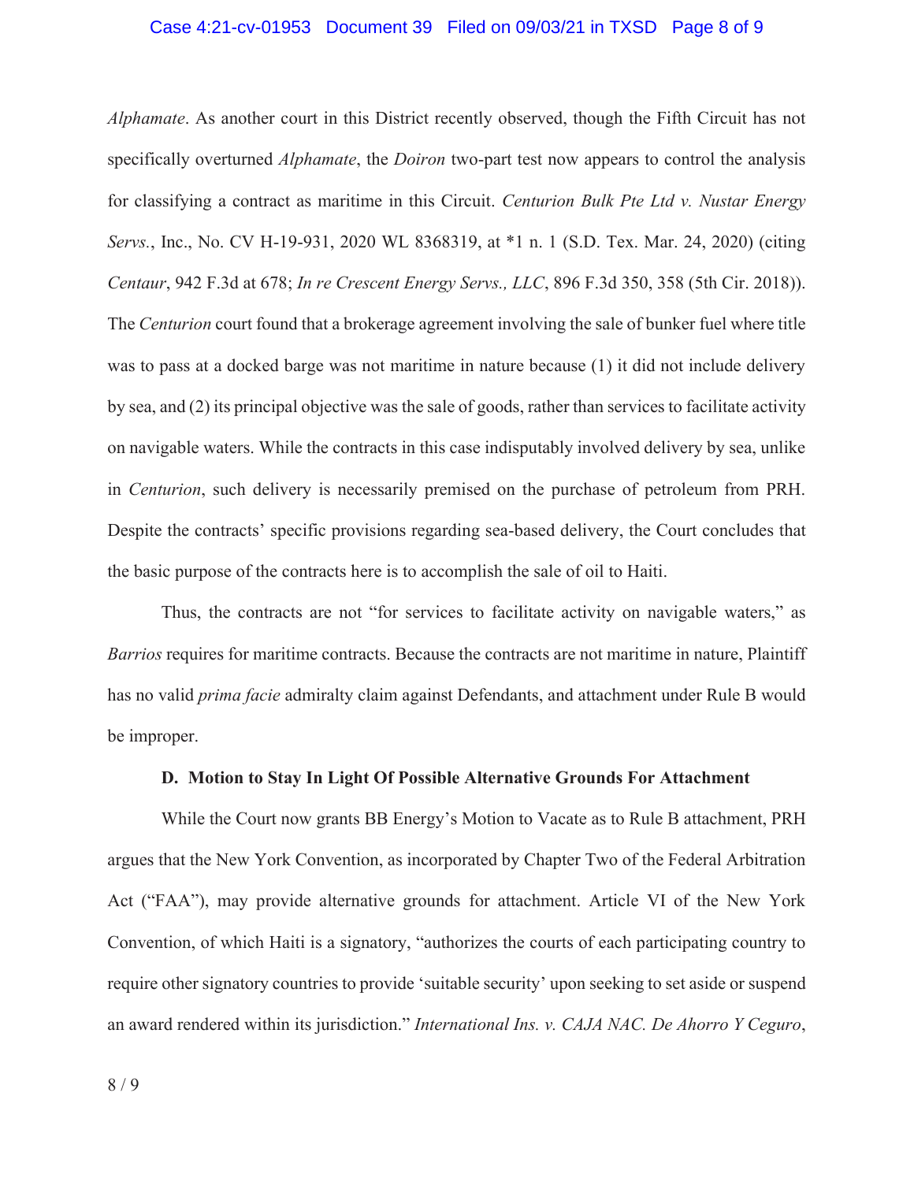*Alphamate*. As another court in this District recently observed, though the Fifth Circuit has not specifically overturned *Alphamate*, the *Doiron* two-part test now appears to control the analysis for classifying a contract as maritime in this Circuit. *Centurion Bulk Pte Ltd v. Nustar Energy Servs.*, Inc., No. CV H-19-931, 2020 WL 8368319, at *1 n. 1 (S.D. Tex. Mar. 24, 2020) (citing *Centaur*, 942 F.3d at 678; *In re Crescent Energy Servs., LLC*, 896 F.3d 350, 358 (5th Cir. 2018)). The *Centurion* court found that a brokerage agreement involving the sale of bunker fuel where title was to pass at a docked barge was not maritime in nature because (1) it did not include delivery by sea, and (2) its principal objective was the sale of goods, rather than services to facilitate activity on navigable waters. While the contracts in this case indisputably involved delivery by sea, unlike in *Centurion*, such delivery is necessarily premised on the purchase of petroleum from PRH. Despite the contracts' specific provisions regarding sea-based delivery, the Court concludes that the basic purpose of the contracts here is to accomplish the sale of oil to Haiti.

Thus, the contracts are not "for services to facilitate activity on navigable waters," as *Barrios* requires for maritime contracts. Because the contracts are not maritime in nature, Plaintiff has no valid *prima facie* admiralty claim against Defendants, and attachment under Rule B would be improper.

### D. Motion to Stay In Light Of Possible Alternative Grounds For Attachment

While the Court now grants BB Energy's Motion to Vacate as to Rule B attachment, PRH argues that the New York Convention, as incorporated by Chapter Two of the Federal Arbitration Act ("FAA"), may provide alternative grounds for attachment. Article VI of the New York Convention, of which Haiti is a signatory, "authorizes the courts of each participating country to require other signatory countries to provide 'suitable security' upon seeking to set aside or suspend an award rendered within its jurisdiction." *International Ins. v. CAJA NAC. De Ahorro Y Ceguro*,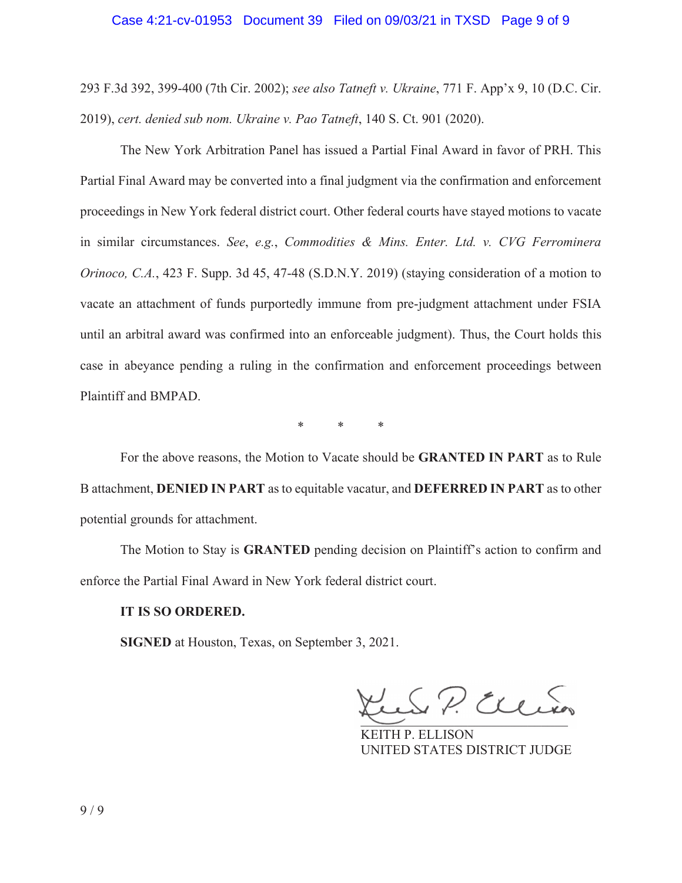293 F.3d 392, 399-400 (7th Cir. 2002); *see also Tatneft v. Ukraine*, 771 F. App'x 9, 10 (D.C. Cir. 2019), *cert. denied sub nom. Ukraine v. Pao Tatneft*, 140 S. Ct. 901 (2020).

The New York Arbitration Panel has issued a Partial Final Award in favor of PRH. This Partial Final Award may be converted into a final judgment via the confirmation and enforcement proceedings in New York federal district court. Other federal courts have stayed motions to vacate in similar circumstances. *See*, *e.g.*, *Commodities & Mins. Enter. Ltd. v. CVG Ferrominera Orinoco, C.A.*, 423 F. Supp. 3d 45, 47-48 (S.D.N.Y. 2019) (staying consideration of a motion to vacate an attachment of funds purportedly immune from pre-judgment attachment under FSIA until an arbitral award was confirmed into an enforceable judgment). Thus, the Court holds this case in abeyance pending a ruling in the confirmation and enforcement proceedings between Plaintiff and BMPAD.

\* \* \*

For the above reasons, the Motion to Vacate should be **GRANTED IN PART** as to Rule B attachment, **DENIED IN PART** as to equitable vacatur, and **DEFERRED IN PART** as to other potential grounds for attachment.

The Motion to Stay is **GRANTED** pending decision on Plaintiff's action to confirm and enforce the Partial Final Award in New York federal district court.

**IT IS SO ORDERED.**

**SIGNED** at Houston, Texas, on September 3, 2021.

KEITH P. ELLISON
UNITED STATES DISTRICT JUDGE